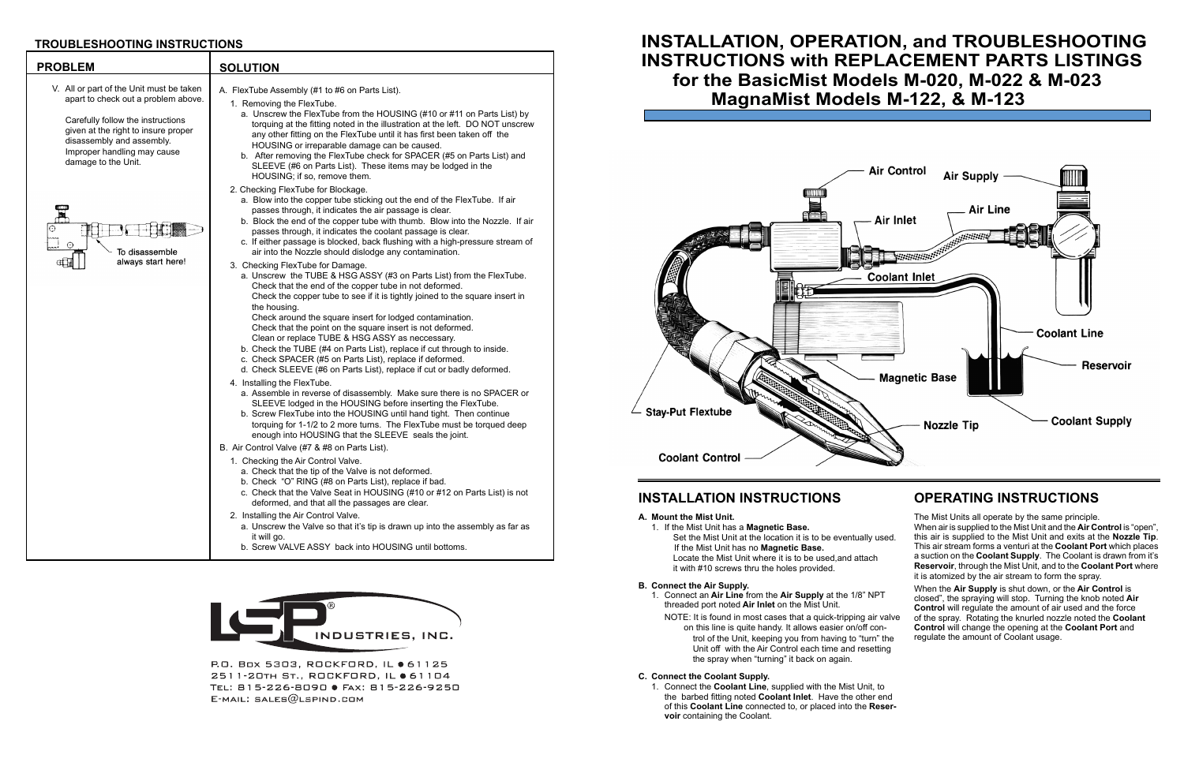## TROUBLESHOOTING INSTRUCTIONS

| PROBLEM | SOLUTION |
|---|---|
| V. All or part of the Unit must be taken apart to check out a problem above. Carefully follow the instructions given at the right to insure proper disassembly and assembly. Improper handling may cause damage to the Unit. To disassemble always start here! | A. FlexTube Assembly (#1 to #6 on Parts List). 1. Removing the FlexTube. a. Unscrew the FlexTube from the HOUSING (#10 or #11 on Parts List) by torquing at the fitting noted in the illustration at the left. DO NOT unscrew any other fitting on the FlexTube until it has first been taken off the HOUSING or irreparable damage can be caused. b. After removing the FlexTube check for SPACER (#5 on Parts List) and SLEEVE (#6 on Parts List). These items may be lodged in the HOUSING; if so, remove them. 2. Checking FlexTube for Blockage. a. Blow into the copper tube sticking out the end of the FlexTube. If air passes through, it indicates the air passage is clear. b. Block the end of the copper tube with thumb. Blow into the Nozzle. If air passes through, it indicates the coolant passage is clear. c. If either passage is blocked, back flushing with a high-pressure stream of air into the Nozzle should dislodge any contamination. 3. Checking FlexTube for Damage. a. Unscrew the TUBE & HSG ASSY (#3 on Parts List) from the FlexTube. Check that the end of the copper tube in not deformed. Check the copper tube to see if it is tightly joined to the square insert in the housing. Check around the square insert for lodged contamination. Check that the point on the square insert is not deformed. Clean or replace TUBE & HSG ASSY as neccessary. b. Check the TUBE (#4 on Parts List), replace if cut through to inside. c. Check SPACER (#5 on Parts List), replace if deformed. d. Check SLEEVE (#6 on Parts List), replace if cut or badly deformed. 4. Installing the FlexTube. a. Assemble in reverse of disassembly. Make sure there is no SPACER or SLEEVE lodged in the HOUSING before inserting the FlexTube. b. Screw FlexTube into the HOUSING until hand tight. Then continue torquing for 1-1/2 to 2 more turns. The FlexTube must be torqued deep enough into HOUSING that the SLEEVE seals the joint. B. Air Control Valve (#7 & #8 on Parts List). 1. Checking the Air Control Valve. a. Check that the tip of the Valve is not deformed. b. Check "O" RING (#8 on Parts List), replace if bad. c. Check that the Valve Seat in HOUSING (#10 or #12 on Parts List) is not deformed, and that all the passages are clear. 2. Installing the Air Control Valve. a. Unscrew the Valve so that it's tip is drawn up into the assembly as far as it will go. b. Screw VALVE ASSY back into HOUSING until bottoms. |

LSP® INDUSTRIES, INC.

P.O. Box 5303, Rockford, IL • 61125
2511-20th St., Rockford, IL • 61104
Tel: 815-226-8090 • Fax: 815-226-9250
E-mail: sales@lspind.com

# INSTALLATION, OPERATION, and TROUBLESHOOTING INSTRUCTIONS with REPLACEMENT PARTS LISTINGS for the BasicMist Models M-020, M-022 & M-023 MagnaMist Models M-122, & M-123

Air Control
Air Supply
Air Inlet
Air Line
Coolant Inlet
Coolant Line
Reservoir
Magnetic Base
Stay-Put Flextube
Nozzle Tip
Coolant Supply
Coolant Control

## INSTALLATION INSTRUCTIONS

**A. Mount the Mist Unit.**

1. If the Mist Unit has a **Magnetic Base.**
   Set the Mist Unit at the location it is to be eventually used.
   If the Mist Unit has no **Magnetic Base.**
   Locate the Mist Unit where it is to be used,and attach it with #10 screws thru the holes provided.

**B. Connect the Air Supply.**

1. Connect an **Air Line** from the **Air Supply** at the 1/8" NPT threaded port noted **Air Inlet** on the Mist Unit.
   NOTE: It is found in most cases that a quick-tripping air valve on this line is quite handy. It allows easier on/off control of the Unit, keeping you from having to "turn" the Unit off with the Air Control each time and resetting the spray when "turning" it back on again.

**C. Connect the Coolant Supply.**

1. Connect the **Coolant Line**, supplied with the Mist Unit, to the barbed fitting noted **Coolant Inlet**. Have the other end of this **Coolant Line** connected to, or placed into the **Reservoir** containing the Coolant.

## OPERATING INSTRUCTIONS

The Mist Units all operate by the same principle.
When air is supplied to the Mist Unit and the **Air Control** is "open", this air is supplied to the Mist Unit and exits at the **Nozzle Tip**. This air stream forms a venturi at the **Coolant Port** which places a suction on the **Coolant Supply**. The Coolant is drawn from it's **Reservoir**, through the Mist Unit, and to the **Coolant Port** where it is atomized by the air stream to form the spray.

When the **Air Supply** is shut down, or the **Air Control** is closed", the spraying will stop. Turning the knob noted **Air Control** will regulate the amount of air used and the force of the spray. Rotating the knurled nozzle noted the **Coolant Control** will change the opening at the **Coolant Port** and regulate the amount of Coolant usage.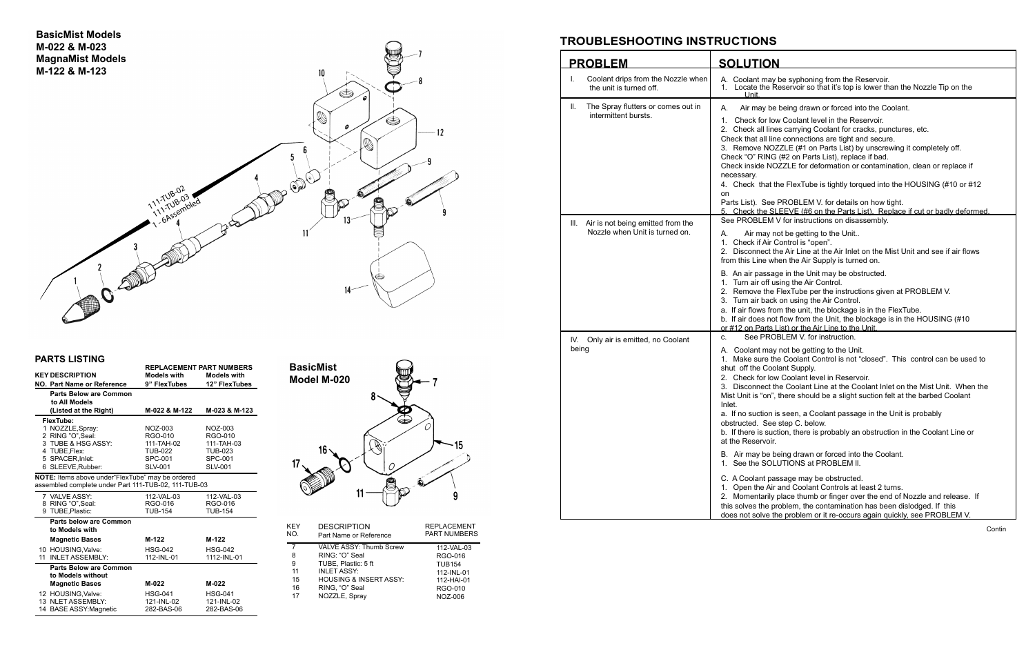**BasicMist Models**
**M-022 & M-023**
**MagnaMist Models**
**M-122 & M-123**

7
8
10
12
9
9
5
6
4
4
111-TUB-02
111-TUB-03
1 - 6Assembled
3
2
1
11
13
14

## PARTS LISTING

| KEY NO. | DESCRIPTION Part Name or Reference | REPLACEMENT PART NUMBERS Models with 9" FlexTubes | Models with 12" FlexTubes |
|---|---|---|---|
| | **Parts Below are Common to All Models (Listed at the Right)** | **M-022 & M-122** | **M-023 & M-123** |
| | **FlexTube:** | | |
| 1 | NOZZLE,Spray: | NOZ-003 | NOZ-003 |
| 2 | RING "O",Seal: | RGO-010 | RGO-010 |
| 3 | TUBE & HSG ASSY: | 111-TAH-02 | 111-TAH-03 |
| 4 | TUBE,Flex: | TUB-022 | TUB-023 |
| 5 | SPACER,Inlet: | SPC-001 | SPC-001 |
| 6 | SLEEVE,Rubber: | SLV-001 | SLV-001 |
| | **NOTE:** Items above under"FlexTube" may be ordered assembled complete under Part 111-TUB-02, 111-TUB-03 | | |
| 7 | VALVE ASSY: | 112-VAL-03 | 112-VAL-03 |
| 8 | RING "O",Seal: | RGO-016 | RGO-016 |
| 9 | TUBE,Plastic: | TUB-154 | TUB-154 |
| | **Parts Below are Common to Models with Magnetic Bases** | **M-122** | **M-122** |
| 10 | HOUSING,Valve: | HSG-042 | HSG-042 |
| 11 | INLET ASSEMBLY: | 112-INL-01 | 1112-INL-01 |
| | **Parts Below are Common to Models without Magnetic Bases** | **M-022** | **M-022** |
| 12 | HOUSING,Valve: | HSG-041 | HSG-041 |
| 13 | NLET ASSEMBLY: | 121-INL-02 | 121-INL-02 |
| 14 | BASE ASSY:Magnetic | 282-BAS-06 | 282-BAS-06 |

**BasicMist**
**Model M-020**

7
8
15
16
17
11
9

| KEY NO. | DESCRIPTION Part Name or Reference | REPLACEMENT PART NUMBERS |
|---|---|---|
| 7 | VALVE ASSY: Thumb Screw | 112-VAL-03 |
| 8 | RING: "O" Seal | RGO-016 |
| 9 | TUBE, Plastic: 5 ft | TUB154 |
| 11 | INLET ASSY: | 112-INL-01 |
| 15 | HOUSING & INSERT ASSY: | 112-HAI-01 |
| 16 | RING, "O" Seal | RGO-010 |
| 17 | NOZZLE, Spray | NOZ-006 |

## TROUBLESHOOTING INSTRUCTIONS

| PROBLEM | SOLUTION |
|---|---|
| I. Coolant drips from the Nozzle when the unit is turned off. | A. Coolant may be syphoning from the Reservoir.<br>1. Locate the Reservoir so that it's top is lower than the Nozzle Tip on the Unit. |
| II. The Spray flutters or comes out in intermittent bursts. | A. Air may be being drawn or forced into the Coolant.<br>1. Check for low Coolant level in the Reservoir.<br>2. Check all lines carrying Coolant for cracks, punctures, etc. Check that all line connections are tight and secure.<br>3. Remove NOZZLE (#1 on Parts List) by unscrewing it completely off. Check "O" RING (#2 on Parts List), replace if bad. Check inside NOZZLE for deformation or contamination, clean or replace if necessary.<br>4. Check that the FlexTube is tightly torqued into the HOUSING (#10 or #12 on Parts List). See PROBLEM V. for details on how tight.<br>5. Check the SLEEVE (#6 on the Parts List). Replace if cut or badly deformed. See PROBLEM V for instructions on disassembly. |
| III. Air is not being emitted from the Nozzle when Unit is turned on. | A. Air may not be getting to the Unit..<br>1. Check if Air Control is "open".<br>2. Disconnect the Air Line at the Air Inlet on the Mist Unit and see if air flows from this Line when the Air Supply is turned on.<br><br>B. An air passage in the Unit may be obstructed.<br>1. Turn air off using the Air Control.<br>2. Remove the FlexTube per the instructions given at PROBLEM V.<br>3. Turn air back on using the Air Control.<br>a. If air flows from the unit, the blockage is in the FlexTube.<br>b. If air does not flow from the Unit, the blockage is in the HOUSING (#10 or #12 on Parts List) or the Air Line to the Unit.<br>c. See PROBLEM V. for instruction. |
| IV. Only air is emitted, no Coolant being | A. Coolant may not be getting to the Unit.<br>1. Make sure the Coolant Control is not "closed". This control can be used to shut off the Coolant Supply.<br>2. Check for low Coolant level in Reservoir.<br>3. Disconnect the Coolant Line at the Coolant Inlet on the Mist Unit. When the Mist Unit is "on", there should be a slight suction felt at the barbed Coolant Inlet.<br>a. If no suction is seen, a Coolant passage in the Unit is probably obstructed. See step C. below.<br>b. If there is suction, there is probably an obstruction in the Coolant Line or at the Reservoir.<br><br>B. Air may be being drawn or forced into the Coolant.<br>1. See the SOLUTIONS at PROBLEM II.<br><br>C. A Coolant passage may be obstructed.<br>1. Open the Air and Coolant Controls at least 2 turns.<br>2. Momentarily place thumb or finger over the end of Nozzle and release. If this solves the problem, the contamination has been dislodged. If this does not solve the problem or it re-occurs again quickly, see PROBLEM V. |

Contin